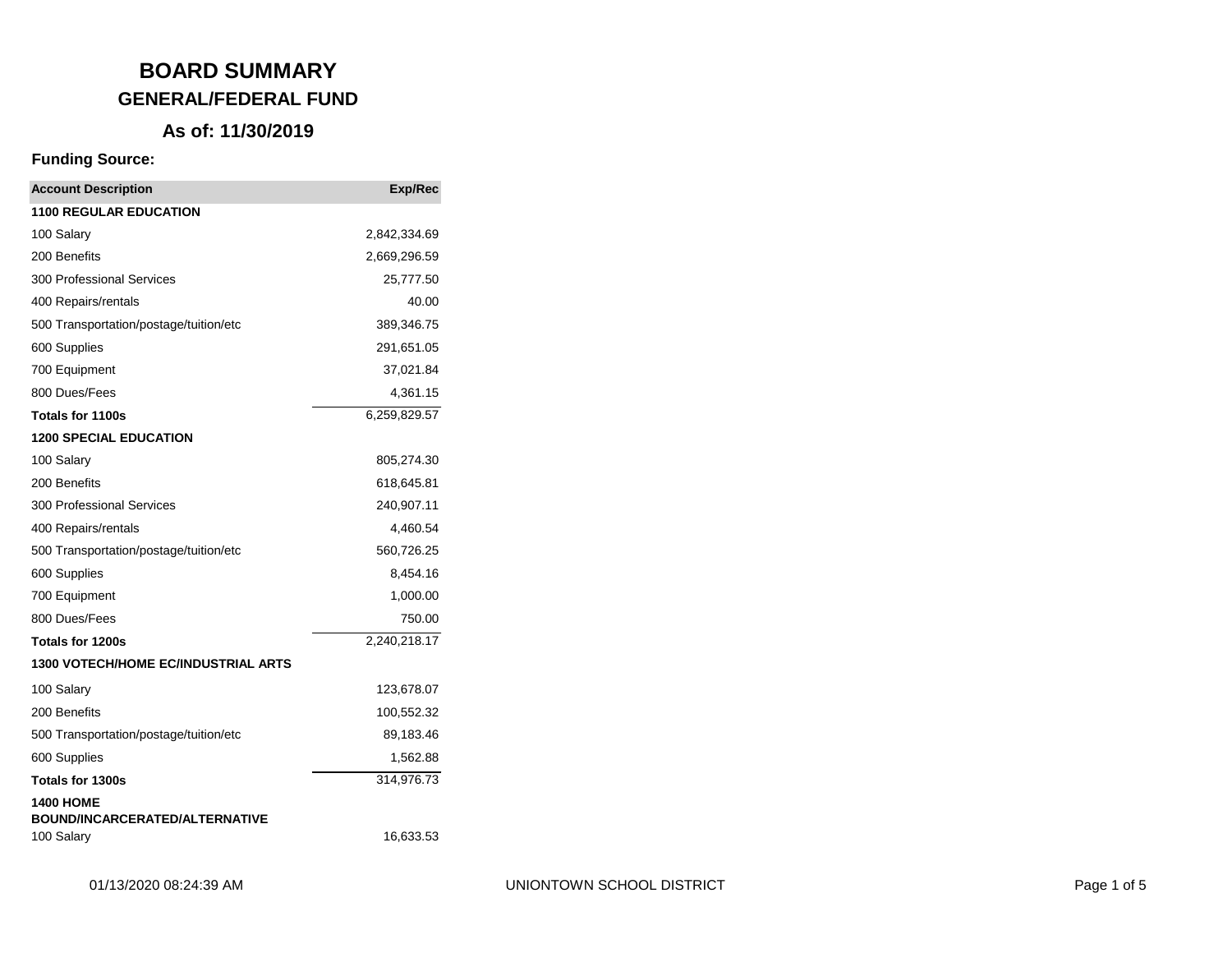# BOARD SUMMARY

## GENERAL/FEDERAL FUND

### As of: 11/30/2019

**Funding Source:**

| Account Description | Exp/Rec |
|---|---:|
| **1100 REGULAR EDUCATION** | |
| 100 Salary | 2,842,334.69 |
| 200 Benefits | 2,669,296.59 |
| 300 Professional Services | 25,777.50 |
| 400 Repairs/rentals | 40.00 |
| 500 Transportation/postage/tuition/etc | 389,346.75 |
| 600 Supplies | 291,651.05 |
| 700 Equipment | 37,021.84 |
| 800 Dues/Fees | 4,361.15 |
| **Totals for 1100s** | 6,259,829.57 |
| **1200 SPECIAL EDUCATION** | |
| 100 Salary | 805,274.30 |
| 200 Benefits | 618,645.81 |
| 300 Professional Services | 240,907.11 |
| 400 Repairs/rentals | 4,460.54 |
| 500 Transportation/postage/tuition/etc | 560,726.25 |
| 600 Supplies | 8,454.16 |
| 700 Equipment | 1,000.00 |
| 800 Dues/Fees | 750.00 |
| **Totals for 1200s** | 2,240,218.17 |
| **1300 VOTECH/HOME EC/INDUSTRIAL ARTS** | |
| 100 Salary | 123,678.07 |
| 200 Benefits | 100,552.32 |
| 500 Transportation/postage/tuition/etc | 89,183.46 |
| 600 Supplies | 1,562.88 |
| **Totals for 1300s** | 314,976.73 |
| **1400 HOME BOUND/INCARCERATED/ALTERNATIVE** | |
| 100 Salary | 16,633.53 |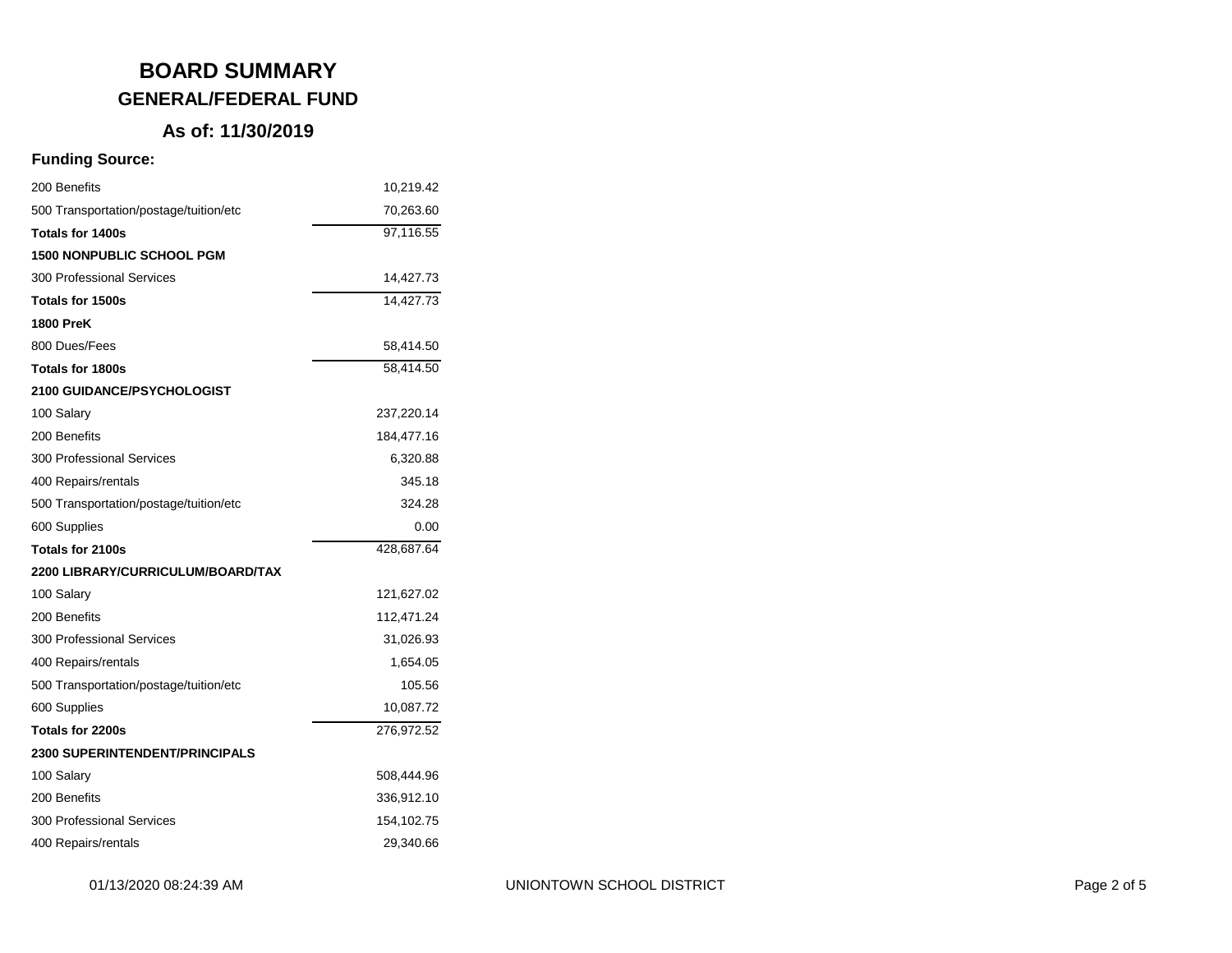# BOARD SUMMARY

## GENERAL/FEDERAL FUND

### As of: 11/30/2019

**Funding Source:**

| | |
|---|---:|
| 200 Benefits | 10,219.42 |
| 500 Transportation/postage/tuition/etc | 70,263.60 |
| **Totals for 1400s** | 97,116.55 |
| **1500 NONPUBLIC SCHOOL PGM** | |
| 300 Professional Services | 14,427.73 |
| **Totals for 1500s** | 14,427.73 |
| **1800 PreK** | |
| 800 Dues/Fees | 58,414.50 |
| **Totals for 1800s** | 58,414.50 |
| **2100 GUIDANCE/PSYCHOLOGIST** | |
| 100 Salary | 237,220.14 |
| 200 Benefits | 184,477.16 |
| 300 Professional Services | 6,320.88 |
| 400 Repairs/rentals | 345.18 |
| 500 Transportation/postage/tuition/etc | 324.28 |
| 600 Supplies | 0.00 |
| **Totals for 2100s** | 428,687.64 |
| **2200 LIBRARY/CURRICULUM/BOARD/TAX** | |
| 100 Salary | 121,627.02 |
| 200 Benefits | 112,471.24 |
| 300 Professional Services | 31,026.93 |
| 400 Repairs/rentals | 1,654.05 |
| 500 Transportation/postage/tuition/etc | 105.56 |
| 600 Supplies | 10,087.72 |
| **Totals for 2200s** | 276,972.52 |
| **2300 SUPERINTENDENT/PRINCIPALS** | |
| 100 Salary | 508,444.96 |
| 200 Benefits | 336,912.10 |
| 300 Professional Services | 154,102.75 |
| 400 Repairs/rentals | 29,340.66 |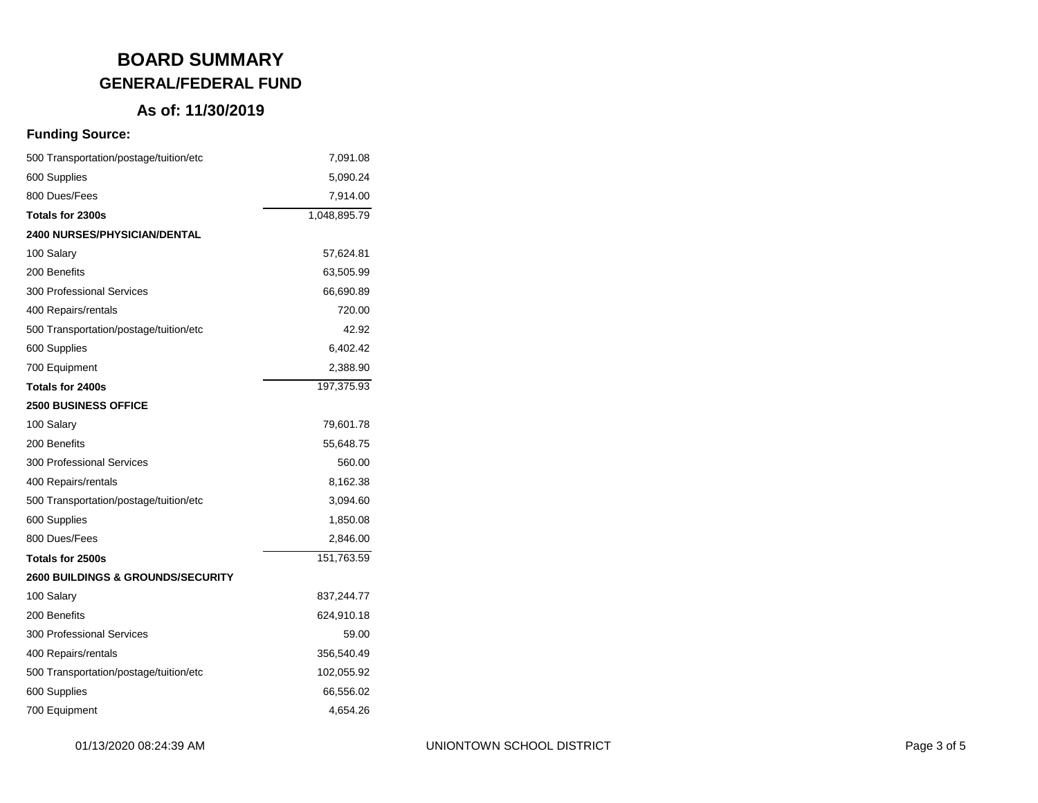# BOARD SUMMARY

## GENERAL/FEDERAL FUND

### As of: 11/30/2019

**Funding Source:**

| | |
|---|---:|
| 500 Transportation/postage/tuition/etc | 7,091.08 |
| 600 Supplies | 5,090.24 |
| 800 Dues/Fees | 7,914.00 |
| **Totals for 2300s** | 1,048,895.79 |
| **2400 NURSES/PHYSICIAN/DENTAL** | |
| 100 Salary | 57,624.81 |
| 200 Benefits | 63,505.99 |
| 300 Professional Services | 66,690.89 |
| 400 Repairs/rentals | 720.00 |
| 500 Transportation/postage/tuition/etc | 42.92 |
| 600 Supplies | 6,402.42 |
| 700 Equipment | 2,388.90 |
| **Totals for 2400s** | 197,375.93 |
| **2500 BUSINESS OFFICE** | |
| 100 Salary | 79,601.78 |
| 200 Benefits | 55,648.75 |
| 300 Professional Services | 560.00 |
| 400 Repairs/rentals | 8,162.38 |
| 500 Transportation/postage/tuition/etc | 3,094.60 |
| 600 Supplies | 1,850.08 |
| 800 Dues/Fees | 2,846.00 |
| **Totals for 2500s** | 151,763.59 |
| **2600 BUILDINGS & GROUNDS/SECURITY** | |
| 100 Salary | 837,244.77 |
| 200 Benefits | 624,910.18 |
| 300 Professional Services | 59.00 |
| 400 Repairs/rentals | 356,540.49 |
| 500 Transportation/postage/tuition/etc | 102,055.92 |
| 600 Supplies | 66,556.02 |
| 700 Equipment | 4,654.26 |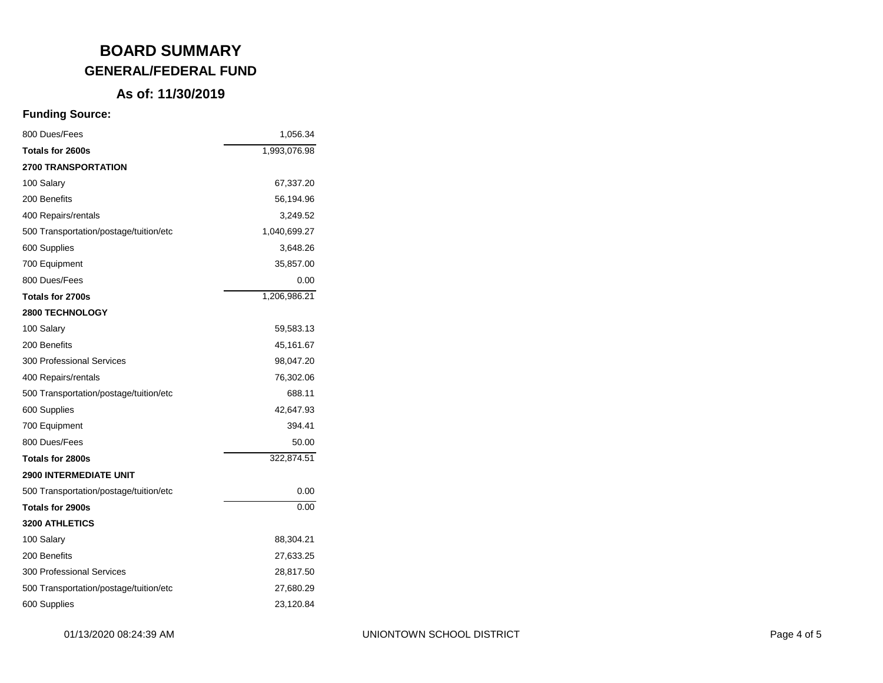# BOARD SUMMARY

## GENERAL/FEDERAL FUND

### As of: 11/30/2019

**Funding Source:**

| | |
|---|---:|
| 800 Dues/Fees | 1,056.34 |
| **Totals for 2600s** | 1,993,076.98 |
| **2700 TRANSPORTATION** | |
| 100 Salary | 67,337.20 |
| 200 Benefits | 56,194.96 |
| 400 Repairs/rentals | 3,249.52 |
| 500 Transportation/postage/tuition/etc | 1,040,699.27 |
| 600 Supplies | 3,648.26 |
| 700 Equipment | 35,857.00 |
| 800 Dues/Fees | 0.00 |
| **Totals for 2700s** | 1,206,986.21 |
| **2800 TECHNOLOGY** | |
| 100 Salary | 59,583.13 |
| 200 Benefits | 45,161.67 |
| 300 Professional Services | 98,047.20 |
| 400 Repairs/rentals | 76,302.06 |
| 500 Transportation/postage/tuition/etc | 688.11 |
| 600 Supplies | 42,647.93 |
| 700 Equipment | 394.41 |
| 800 Dues/Fees | 50.00 |
| **Totals for 2800s** | 322,874.51 |
| **2900 INTERMEDIATE UNIT** | |
| 500 Transportation/postage/tuition/etc | 0.00 |
| **Totals for 2900s** | 0.00 |
| **3200 ATHLETICS** | |
| 100 Salary | 88,304.21 |
| 200 Benefits | 27,633.25 |
| 300 Professional Services | 28,817.50 |
| 500 Transportation/postage/tuition/etc | 27,680.29 |
| 600 Supplies | 23,120.84 |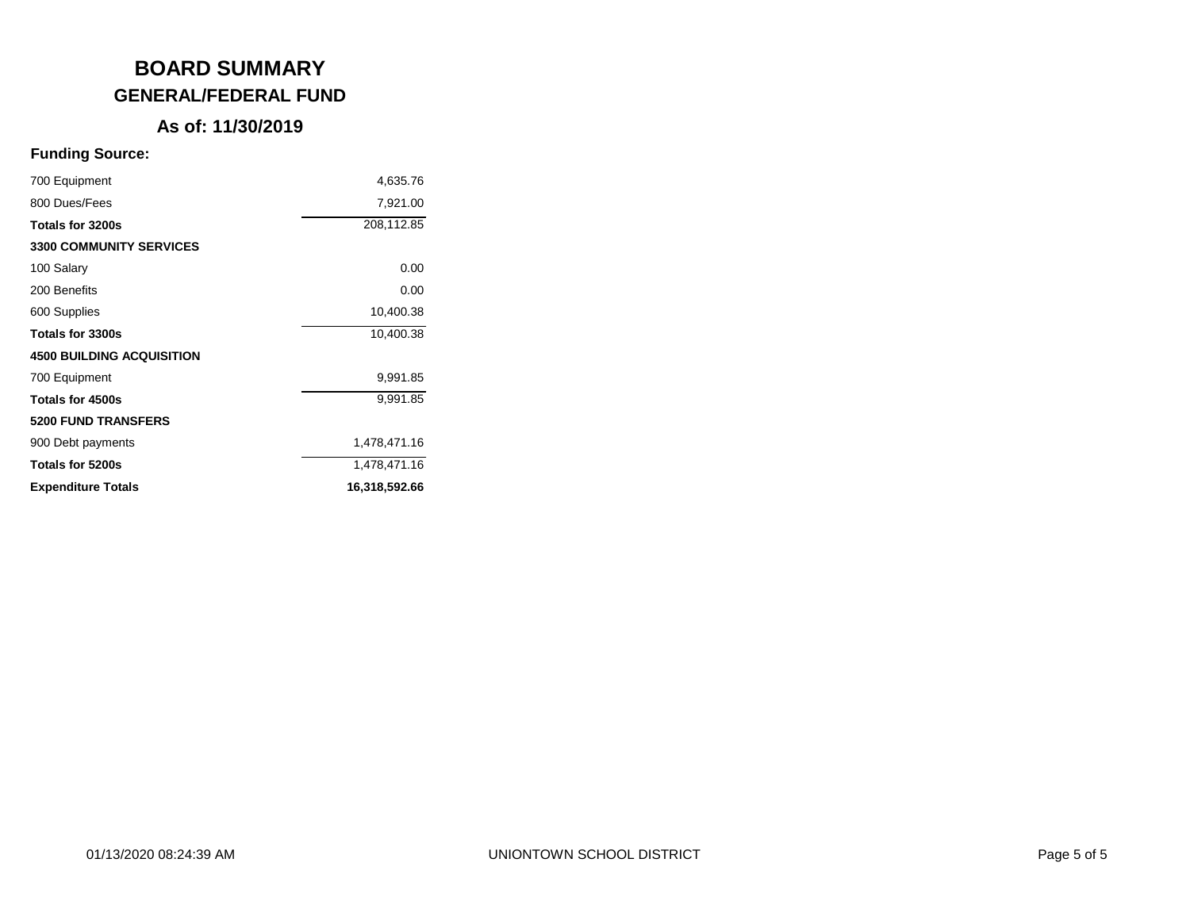# BOARD SUMMARY

## GENERAL/FEDERAL FUND

### As of: 11/30/2019

**Funding Source:**

| | |
|---|---|
| 700 Equipment | 4,635.76 |
| 800 Dues/Fees | 7,921.00 |
| **Totals for 3200s** | 208,112.85 |
| **3300 COMMUNITY SERVICES** | |
| 100 Salary | 0.00 |
| 200 Benefits | 0.00 |
| 600 Supplies | 10,400.38 |
| **Totals for 3300s** | 10,400.38 |
| **4500 BUILDING ACQUISITION** | |
| 700 Equipment | 9,991.85 |
| **Totals for 4500s** | 9,991.85 |
| **5200 FUND TRANSFERS** | |
| 900 Debt payments | 1,478,471.16 |
| **Totals for 5200s** | 1,478,471.16 |
| **Expenditure Totals** | **16,318,592.66** |

01/13/2020 08:24:39 AM UNIONTOWN SCHOOL DISTRICT